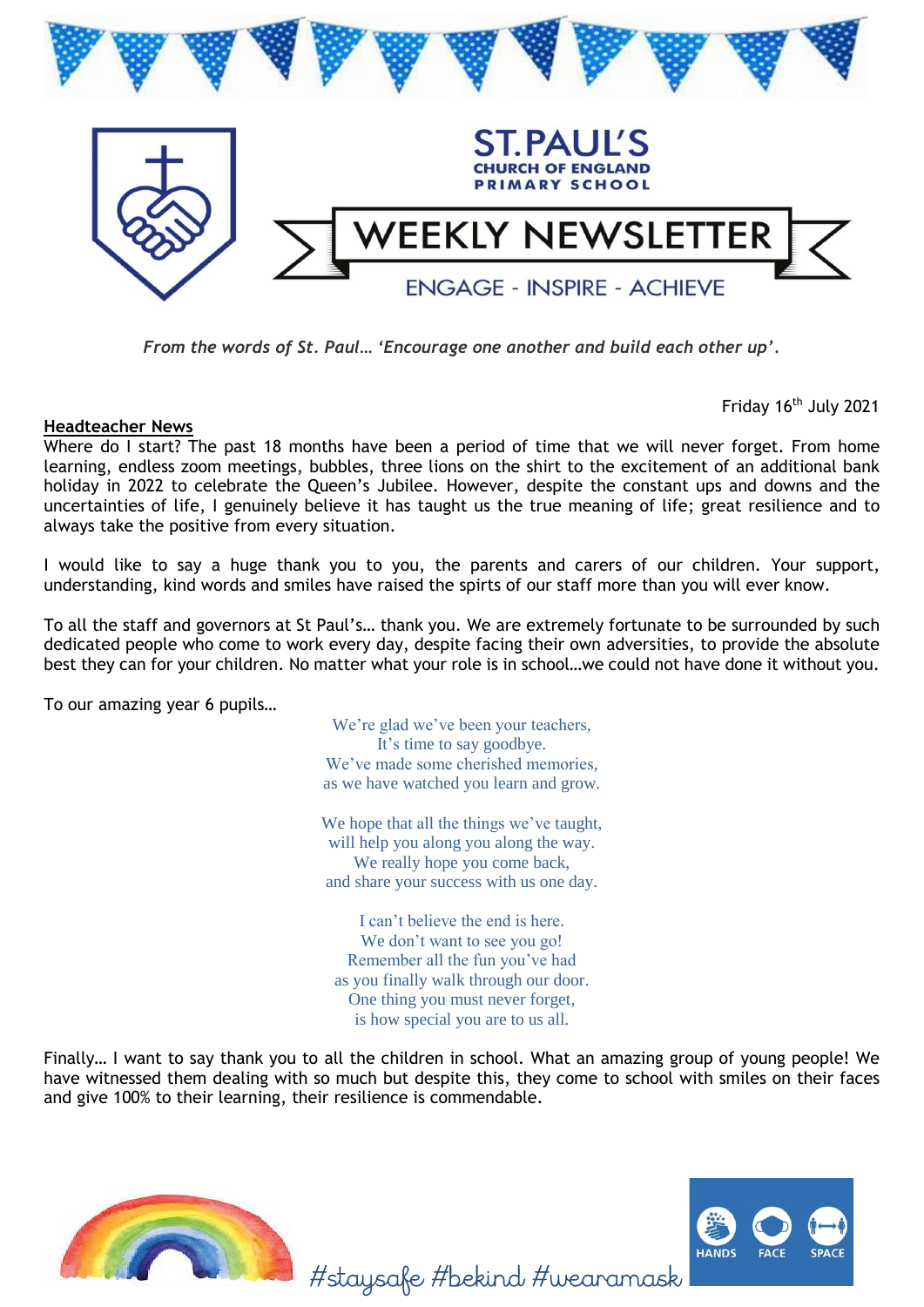# ST.PAUL'S
## CHURCH OF ENGLAND PRIMARY SCHOOL

# WEEKLY NEWSLETTER

ENGAGE - INSPIRE - ACHIEVE

*From the words of St. Paul… 'Encourage one another and build each other up'.*

Friday 16th July 2021

**Headteacher News**

Where do I start? The past 18 months have been a period of time that we will never forget. From home learning, endless zoom meetings, bubbles, three lions on the shirt to the excitement of an additional bank holiday in 2022 to celebrate the Queen's Jubilee. However, despite the constant ups and downs and the uncertainties of life, I genuinely believe it has taught us the true meaning of life; great resilience and to always take the positive from every situation.

I would like to say a huge thank you to you, the parents and carers of our children. Your support, understanding, kind words and smiles have raised the spirts of our staff more than you will ever know.

To all the staff and governors at St Paul's… thank you. We are extremely fortunate to be surrounded by such dedicated people who come to work every day, despite facing their own adversities, to provide the absolute best they can for your children. No matter what your role is in school…we could not have done it without you.

To our amazing year 6 pupils…

We're glad we've been your teachers,  
It's time to say goodbye.  
We've made some cherished memories,  
as we have watched you learn and grow.

We hope that all the things we've taught,  
will help you along you along the way.  
We really hope you come back,  
and share your success with us one day.

I can't believe the end is here.  
We don't want to see you go!  
Remember all the fun you've had  
as you finally walk through our door.  
One thing you must never forget,  
is how special you are to us all.

Finally… I want to say thank you to all the children in school. What an amazing group of young people! We have witnessed them dealing with so much but despite this, they come to school with smiles on their faces and give 100% to their learning, their resilience is commendable.

#staysafe #bekind #wearamask

HANDS FACE SPACE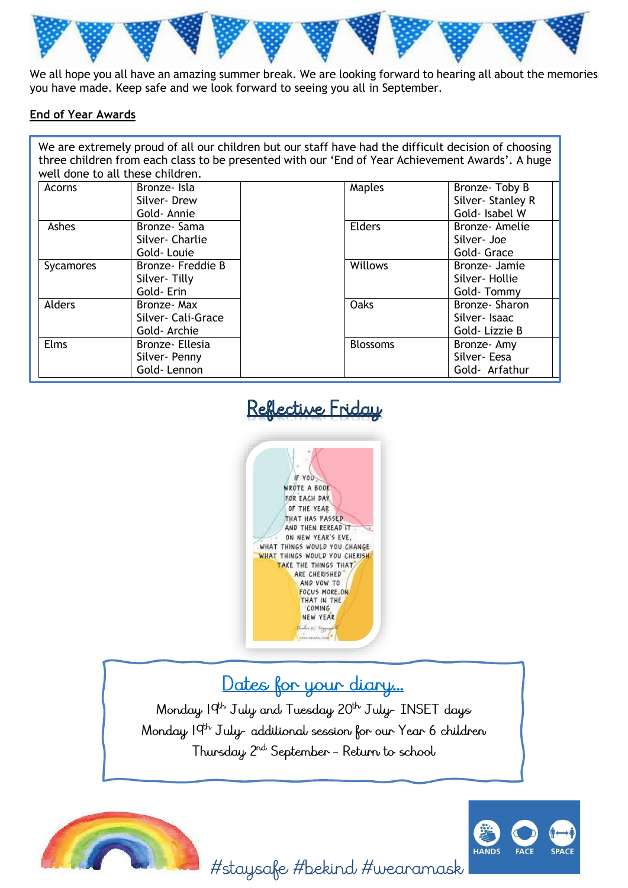We all hope you all have an amazing summer break. We are looking forward to hearing all about the memories you have made. Keep safe and we look forward to seeing you all in September.

**End of Year Awards**

We are extremely proud of all our children but our staff have had the difficult decision of choosing three children from each class to be presented with our 'End of Year Achievement Awards'. A huge well done to all these children.

| Class | Awards | | Class | Awards |
|---|---|---|---|---|
| Acorns | Bronze- Isla<br>Silver- Drew<br>Gold- Annie | | Maples | Bronze- Toby B<br>Silver- Stanley R<br>Gold- Isabel W |
| Ashes | Bronze- Sama<br>Silver- Charlie<br>Gold- Louie | | Elders | Bronze- Amelie<br>Silver- Joe<br>Gold- Grace |
| Sycamores | Bronze- Freddie B<br>Silver- Tilly<br>Gold- Erin | | Willows | Bronze- Jamie<br>Silver- Hollie<br>Gold- Tommy |
| Alders | Bronze- Max<br>Silver- Cali-Grace<br>Gold- Archie | | Oaks | Bronze- Sharon<br>Silver- Isaac<br>Gold- Lizzie B |
| Elms | Bronze- Ellesia<br>Silver- Penny<br>Gold- Lennon | | Blossoms | Bronze- Amy<br>Silver- Eesa<br>Gold- Arfathur |

## Reflective Friday

If you wrote a book for each day of the year that has passed and then reread it on New Year's Eve, what things would you change what things would you cherish. Take the things that are cherished and vow to focus more on that in the coming new year

## Dates for your diary...

Monday 19th July and Tuesday 20th July- INSET days

Monday 19th July- additional session for our Year 6 children

Thursday 2nd September – Return to school

HANDS FACE SPACE

#staysafe #bekind #wearamask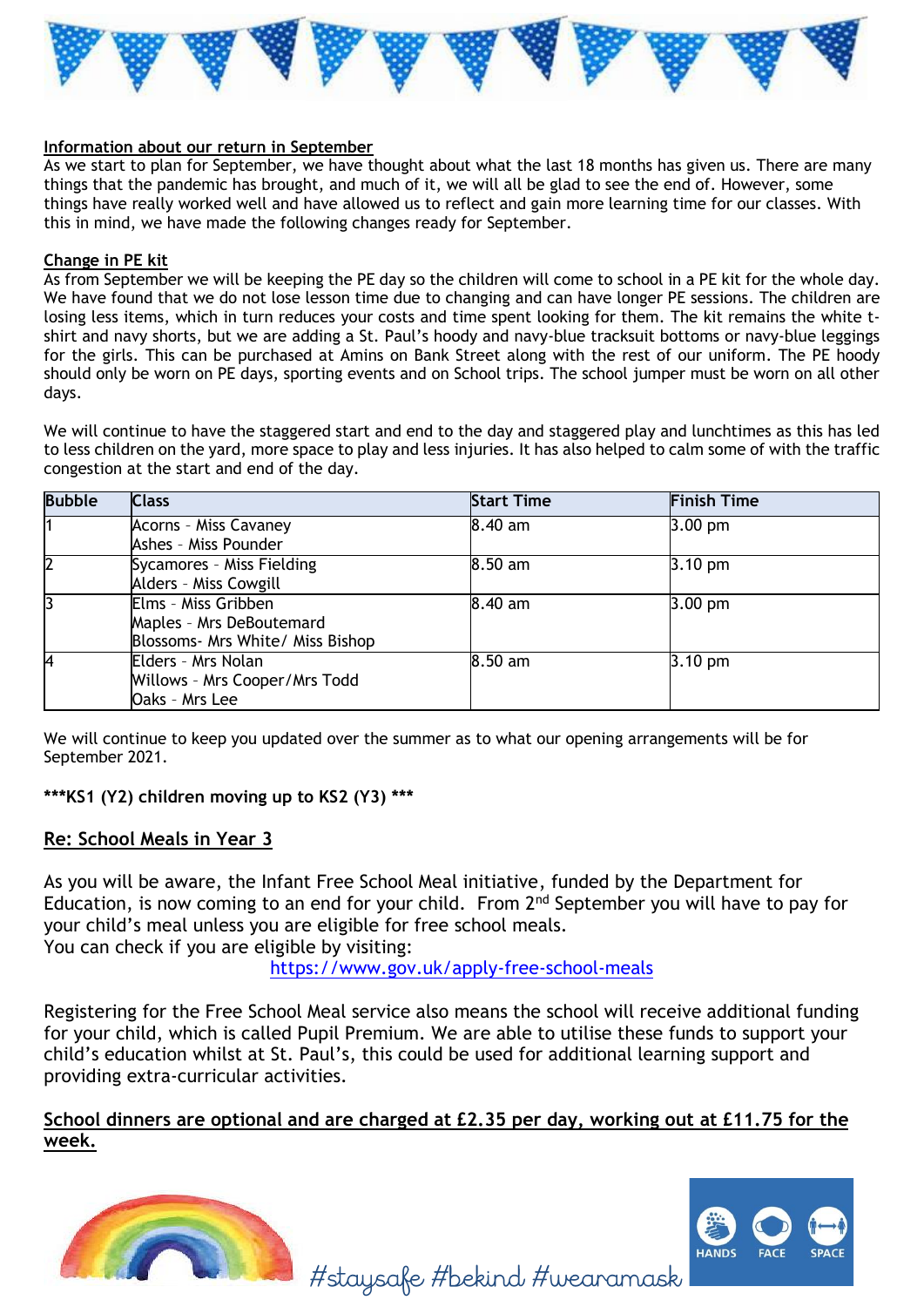**Information about our return in September**

As we start to plan for September, we have thought about what the last 18 months has given us. There are many things that the pandemic has brought, and much of it, we will all be glad to see the end of. However, some things have really worked well and have allowed us to reflect and gain more learning time for our classes. With this in mind, we have made the following changes ready for September.

**Change in PE kit**

As from September we will be keeping the PE day so the children will come to school in a PE kit for the whole day. We have found that we do not lose lesson time due to changing and can have longer PE sessions. The children are losing less items, which in turn reduces your costs and time spent looking for them. The kit remains the white t-shirt and navy shorts, but we are adding a St. Paul's hoody and navy-blue tracksuit bottoms or navy-blue leggings for the girls. This can be purchased at Amins on Bank Street along with the rest of our uniform. The PE hoody should only be worn on PE days, sporting events and on School trips. The school jumper must be worn on all other days.

We will continue to have the staggered start and end to the day and staggered play and lunchtimes as this has led to less children on the yard, more space to play and less injuries. It has also helped to calm some of with the traffic congestion at the start and end of the day.

| Bubble | Class | Start Time | Finish Time |
|---|---|---|---|
| 1 | Acorns – Miss Cavaney<br>Ashes – Miss Pounder | 8.40 am | 3.00 pm |
| 2 | Sycamores – Miss Fielding<br>Alders – Miss Cowgill | 8.50 am | 3.10 pm |
| 3 | Elms - Miss Gribben<br>Maples - Mrs DeBoutemard<br>Blossoms- Mrs White/ Miss Bishop | 8.40 am | 3.00 pm |
| 4 | Elders - Mrs Nolan<br>Willows – Mrs Cooper/Mrs Todd<br>Oaks – Mrs Lee | 8.50 am | 3.10 pm |

We will continue to keep you updated over the summer as to what our opening arrangements will be for September 2021.

**\*\*\*KS1 (Y2) children moving up to KS2 (Y3) \*\*\***

## Re: School Meals in Year 3

As you will be aware, the Infant Free School Meal initiative, funded by the Department for Education, is now coming to an end for your child. From 2nd September you will have to pay for your child's meal unless you are eligible for free school meals.
You can check if you are eligible by visiting:

https://www.gov.uk/apply-free-school-meals

Registering for the Free School Meal service also means the school will receive additional funding for your child, which is called Pupil Premium. We are able to utilise these funds to support your child's education whilst at St. Paul's, this could be used for additional learning support and providing extra-curricular activities.

**School dinners are optional and are charged at £2.35 per day, working out at £11.75 for the week.**

#staysafe #bekind #wearamask

HANDS FACE SPACE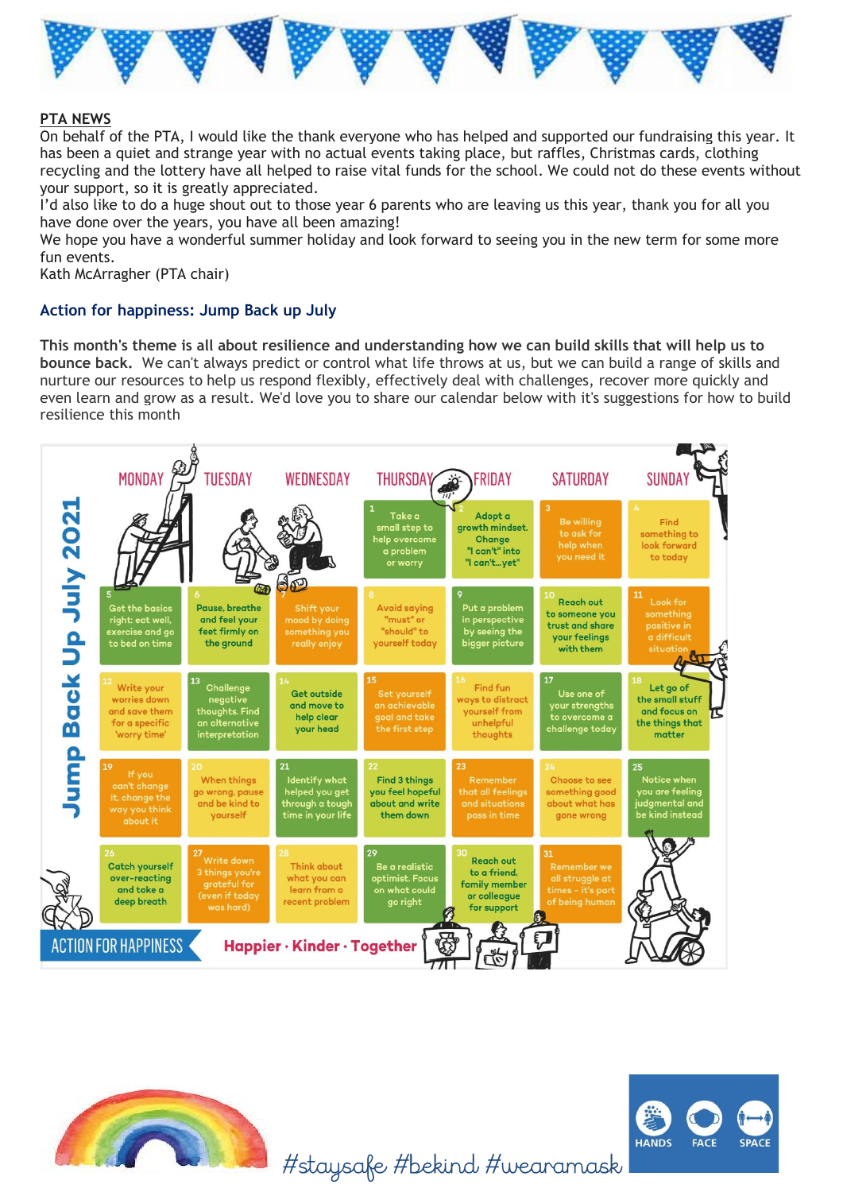## PTA NEWS

On behalf of the PTA, I would like the thank everyone who has helped and supported our fundraising this year. It has been a quiet and strange year with no actual events taking place, but raffles, Christmas cards, clothing recycling and the lottery have all helped to raise vital funds for the school. We could not do these events without your support, so it is greatly appreciated.

I'd also like to do a huge shout out to those year 6 parents who are leaving us this year, thank you for all you have done over the years, you have all been amazing!

We hope you have a wonderful summer holiday and look forward to seeing you in the new term for some more fun events.

Kath McArragher (PTA chair)

## Action for happiness: Jump Back up July

**This month's theme is all about resilience and understanding how we can build skills that will help us to bounce back.** We can't always predict or control what life throws at us, but we can build a range of skills and nurture our resources to help us respond flexibly, effectively deal with challenges, recover more quickly and even learn and grow as a result. We'd love you to share our calendar below with it's suggestions for how to build resilience this month

### Jump Back Up July 2021

| MONDAY | TUESDAY | WEDNESDAY | THURSDAY | FRIDAY | SATURDAY | SUNDAY |
|---|---|---|---|---|---|---|
| | | | 1 Take a small step to help overcome a problem or worry | 2 Adopt a growth mindset. Change "I can't" into "I can't...yet" | 3 Be willing to ask for help when you need it | 4 Find something to look forward to today |
| 5 Get the basics right: eat well, exercise and go to bed on time | 6 Pause, breathe and feel your feet firmly on the ground | 7 Shift your mood by doing something you really enjoy | 8 Avoid saying "must" or "should" to yourself today | 9 Put a problem in perspective by seeing the bigger picture | 10 Reach out to someone you trust and share your feelings with them | 11 Look for something positive in a difficult situation |
| 12 Write your worries down and save them for a specific 'worry time' | 13 Challenge negative thoughts. Find an alternative interpretation | 14 Get outside and move to help clear your head | 15 Set yourself an achievable goal and take the first step | 16 Find fun ways to distract yourself from unhelpful thoughts | 17 Use one of your strengths to overcome a challenge today | 18 Let go of the small stuff and focus on the things that matter |
| 19 If you can't change it, change the way you think about it | 20 When things go wrong, pause and be kind to yourself | 21 Identify what helped you get through a tough time in your life | 22 Find 3 things you feel hopeful about and write them down | 23 Remember that all feelings and situations pass in time | 24 Choose to see something good about what has gone wrong | 25 Notice when you are feeling judgmental and be kind instead |
| 26 Catch yourself over-reacting and take a deep breath | 27 Write down 3 things you're grateful for (even if today was hard) | 28 Think about what you can learn from a recent problem | 29 Be a realistic optimist. Focus on what could go right | 30 Reach out to a friend, family member or colleague for support | 31 Remember we all struggle at times - it's part of being human | |

ACTION FOR HAPPINESS

Happier · Kinder · Together

#staysafe #bekind #wearamask

HANDS FACE SPACE